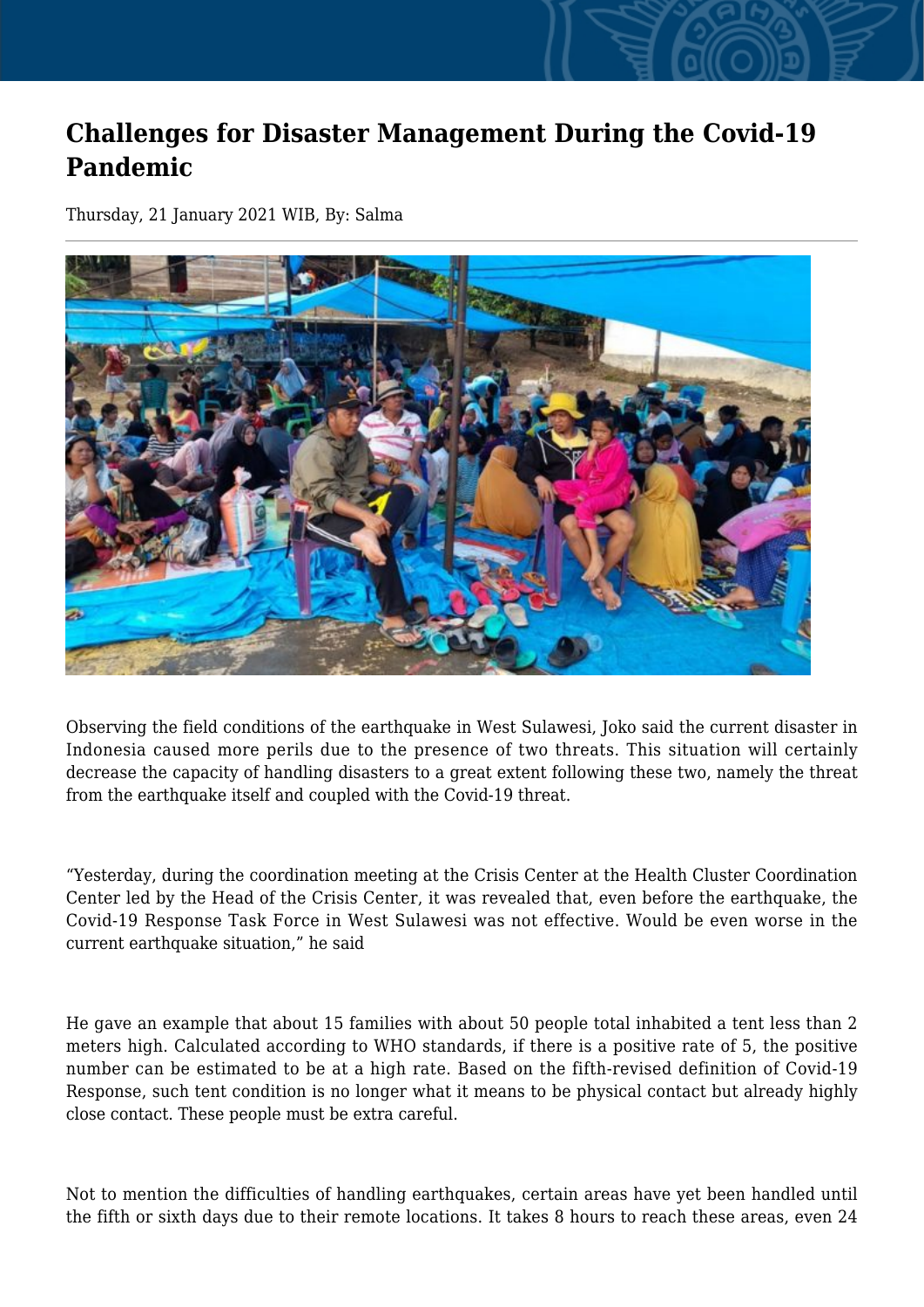# Challenges for Disaster Management During the Covid-19 Pandemic

Thursday, 21 January 2021 WIB, By: Salma

Observing the field conditions of the earthquake in West Sulawesi, Joko said the current disaster in Indonesia caused more perils due to the presence of two threats. This situation will certainly decrease the capacity of handling disasters to a great extent following these two, namely the threat from the earthquake itself and coupled with the Covid-19 threat.

"Yesterday, during the coordination meeting at the Crisis Center at the Health Cluster Coordination Center led by the Head of the Crisis Center, it was revealed that, even before the earthquake, the Covid-19 Response Task Force in West Sulawesi was not effective. Would be even worse in the current earthquake situation," he said

He gave an example that about 15 families with about 50 people total inhabited a tent less than 2 meters high. Calculated according to WHO standards, if there is a positive rate of 5, the positive number can be estimated to be at a high rate. Based on the fifth-revised definition of Covid-19 Response, such tent condition is no longer what it means to be physical contact but already highly close contact. These people must be extra careful.

Not to mention the difficulties of handling earthquakes, certain areas have yet been handled until the fifth or sixth days due to their remote locations. It takes 8 hours to reach these areas, even 24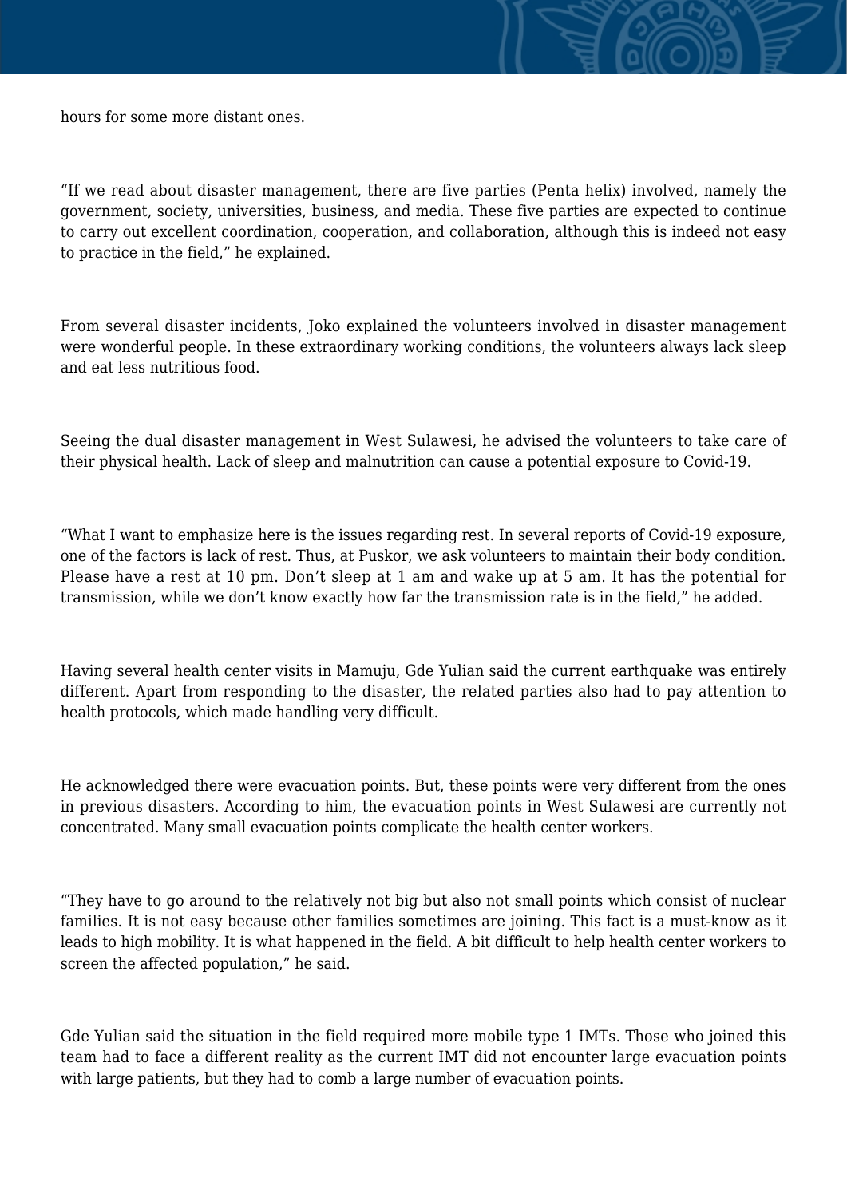hours for some more distant ones.

“If we read about disaster management, there are five parties (Penta helix) involved, namely the government, society, universities, business, and media. These five parties are expected to continue to carry out excellent coordination, cooperation, and collaboration, although this is indeed not easy to practice in the field,” he explained.

From several disaster incidents, Joko explained the volunteers involved in disaster management were wonderful people. In these extraordinary working conditions, the volunteers always lack sleep and eat less nutritious food.

Seeing the dual disaster management in West Sulawesi, he advised the volunteers to take care of their physical health. Lack of sleep and malnutrition can cause a potential exposure to Covid-19.

“What I want to emphasize here is the issues regarding rest. In several reports of Covid-19 exposure, one of the factors is lack of rest. Thus, at Puskor, we ask volunteers to maintain their body condition. Please have a rest at 10 pm. Don’t sleep at 1 am and wake up at 5 am. It has the potential for transmission, while we don’t know exactly how far the transmission rate is in the field,” he added.

Having several health center visits in Mamuju, Gde Yulian said the current earthquake was entirely different. Apart from responding to the disaster, the related parties also had to pay attention to health protocols, which made handling very difficult.

He acknowledged there were evacuation points. But, these points were very different from the ones in previous disasters. According to him, the evacuation points in West Sulawesi are currently not concentrated. Many small evacuation points complicate the health center workers.

“They have to go around to the relatively not big but also not small points which consist of nuclear families. It is not easy because other families sometimes are joining. This fact is a must-know as it leads to high mobility. It is what happened in the field. A bit difficult to help health center workers to screen the affected population,” he said.

Gde Yulian said the situation in the field required more mobile type 1 IMTs. Those who joined this team had to face a different reality as the current IMT did not encounter large evacuation points with large patients, but they had to comb a large number of evacuation points.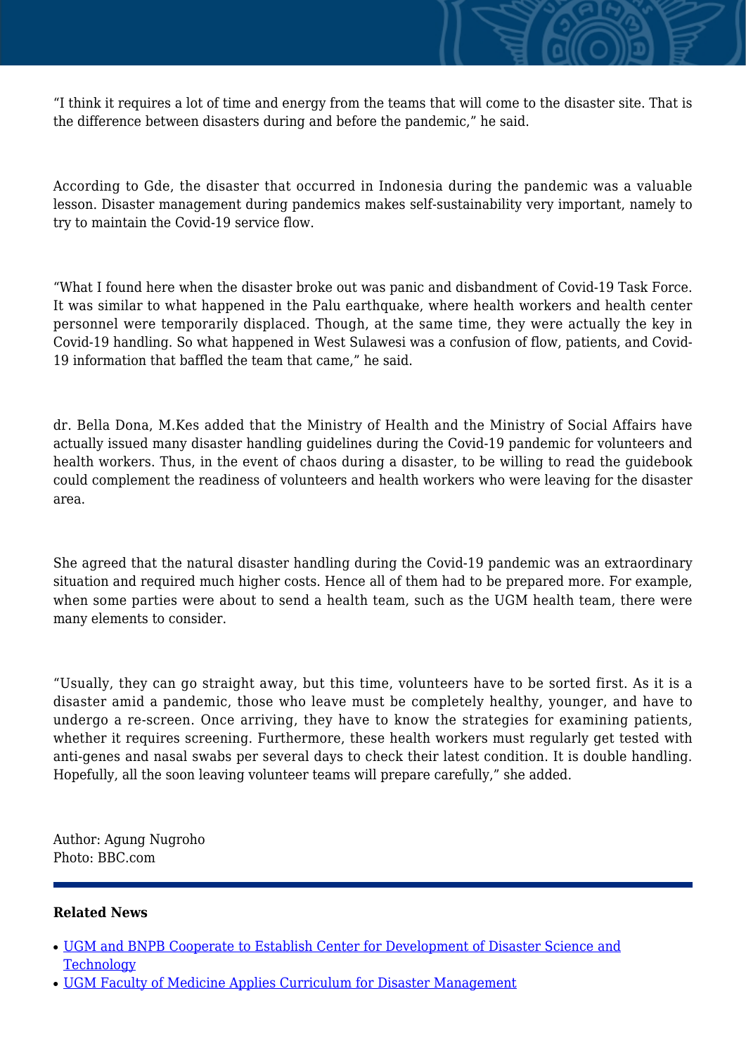"I think it requires a lot of time and energy from the teams that will come to the disaster site. That is the difference between disasters during and before the pandemic," he said.

According to Gde, the disaster that occurred in Indonesia during the pandemic was a valuable lesson. Disaster management during pandemics makes self-sustainability very important, namely to try to maintain the Covid-19 service flow.

"What I found here when the disaster broke out was panic and disbandment of Covid-19 Task Force. It was similar to what happened in the Palu earthquake, where health workers and health center personnel were temporarily displaced. Though, at the same time, they were actually the key in Covid-19 handling. So what happened in West Sulawesi was a confusion of flow, patients, and Covid-19 information that baffled the team that came," he said.

dr. Bella Dona, M.Kes added that the Ministry of Health and the Ministry of Social Affairs have actually issued many disaster handling guidelines during the Covid-19 pandemic for volunteers and health workers. Thus, in the event of chaos during a disaster, to be willing to read the guidebook could complement the readiness of volunteers and health workers who were leaving for the disaster area.

She agreed that the natural disaster handling during the Covid-19 pandemic was an extraordinary situation and required much higher costs. Hence all of them had to be prepared more. For example, when some parties were about to send a health team, such as the UGM health team, there were many elements to consider.

"Usually, they can go straight away, but this time, volunteers have to be sorted first. As it is a disaster amid a pandemic, those who leave must be completely healthy, younger, and have to undergo a re-screen. Once arriving, they have to know the strategies for examining patients, whether it requires screening. Furthermore, these health workers must regularly get tested with anti-genes and nasal swabs per several days to check their latest condition. It is double handling. Hopefully, all the soon leaving volunteer teams will prepare carefully," she added.

Author: Agung Nugroho
Photo: BBC.com

---

**Related News**

- [UGM and BNPB Cooperate to Establish Center for Development of Disaster Science and Technology]()
- [UGM Faculty of Medicine Applies Curriculum for Disaster Management]()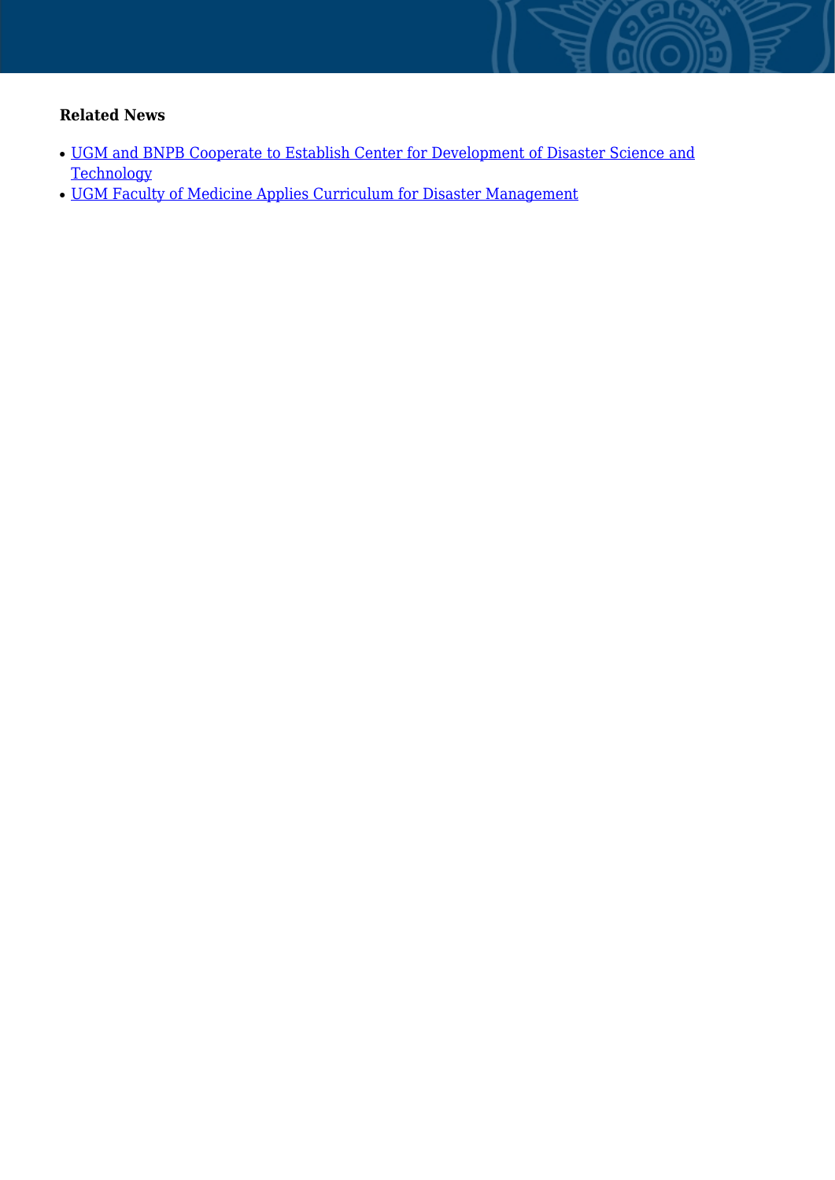### Related News

- [UGM and BNPB Cooperate to Establish Center for Development of Disaster Science and Technology]
- [UGM Faculty of Medicine Applies Curriculum for Disaster Management]